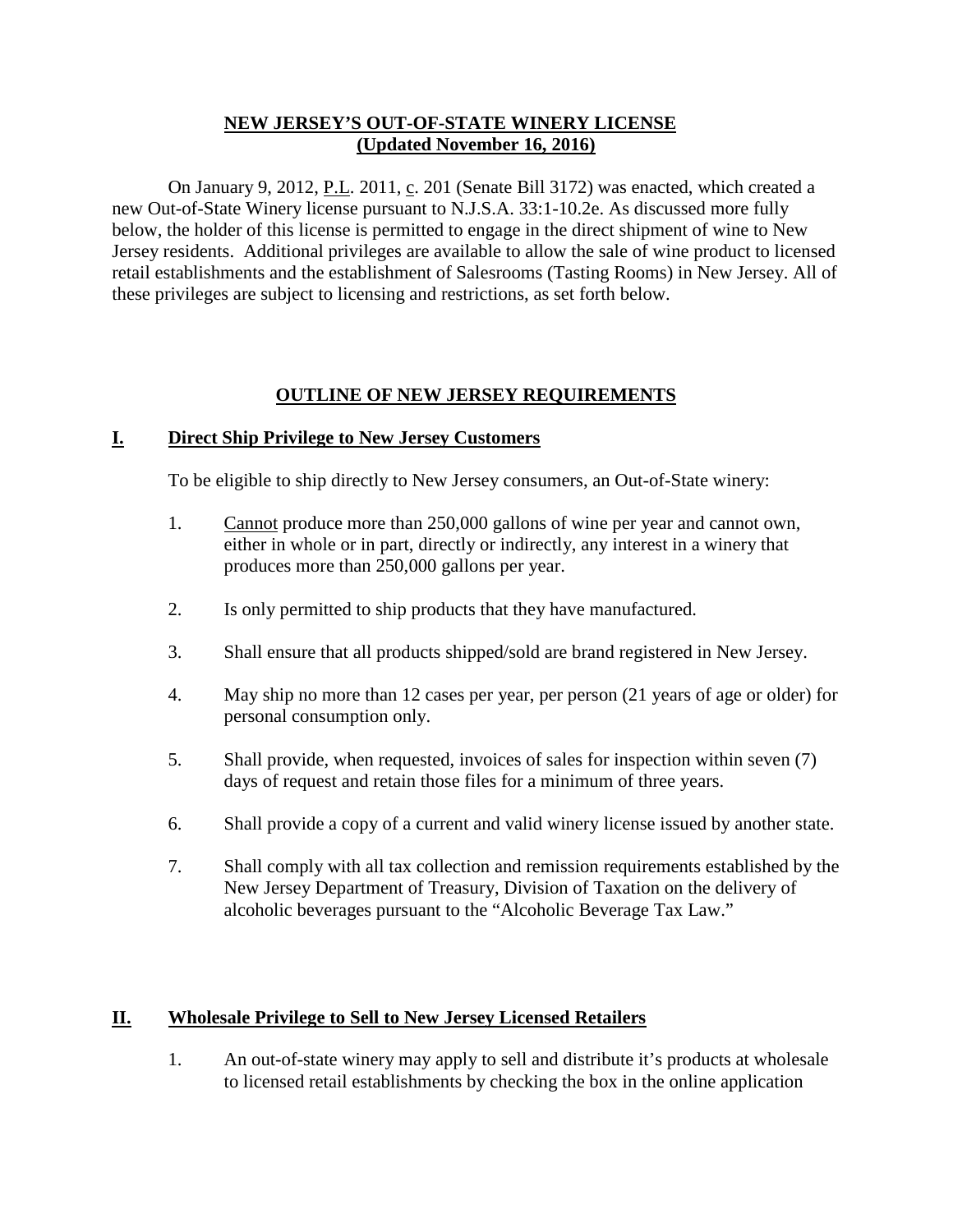# NEW JERSEY'S OUT-OF-STATE WINERY LICENSE
## (Updated November 16, 2016)

On January 9, 2012, P.L. 2011, c. 201 (Senate Bill 3172) was enacted, which created a new Out-of-State Winery license pursuant to N.J.S.A. 33:1-10.2e. As discussed more fully below, the holder of this license is permitted to engage in the direct shipment of wine to New Jersey residents. Additional privileges are available to allow the sale of wine product to licensed retail establishments and the establishment of Salesrooms (Tasting Rooms) in New Jersey. All of these privileges are subject to licensing and restrictions, as set forth below.

## OUTLINE OF NEW JERSEY REQUIREMENTS

### I. Direct Ship Privilege to New Jersey Customers

To be eligible to ship directly to New Jersey consumers, an Out-of-State winery:

1. Cannot produce more than 250,000 gallons of wine per year and cannot own, either in whole or in part, directly or indirectly, any interest in a winery that produces more than 250,000 gallons per year.

2. Is only permitted to ship products that they have manufactured.

3. Shall ensure that all products shipped/sold are brand registered in New Jersey.

4. May ship no more than 12 cases per year, per person (21 years of age or older) for personal consumption only.

5. Shall provide, when requested, invoices of sales for inspection within seven (7) days of request and retain those files for a minimum of three years.

6. Shall provide a copy of a current and valid winery license issued by another state.

7. Shall comply with all tax collection and remission requirements established by the New Jersey Department of Treasury, Division of Taxation on the delivery of alcoholic beverages pursuant to the "Alcoholic Beverage Tax Law."

### II. Wholesale Privilege to Sell to New Jersey Licensed Retailers

1. An out-of-state winery may apply to sell and distribute it's products at wholesale to licensed retail establishments by checking the box in the online application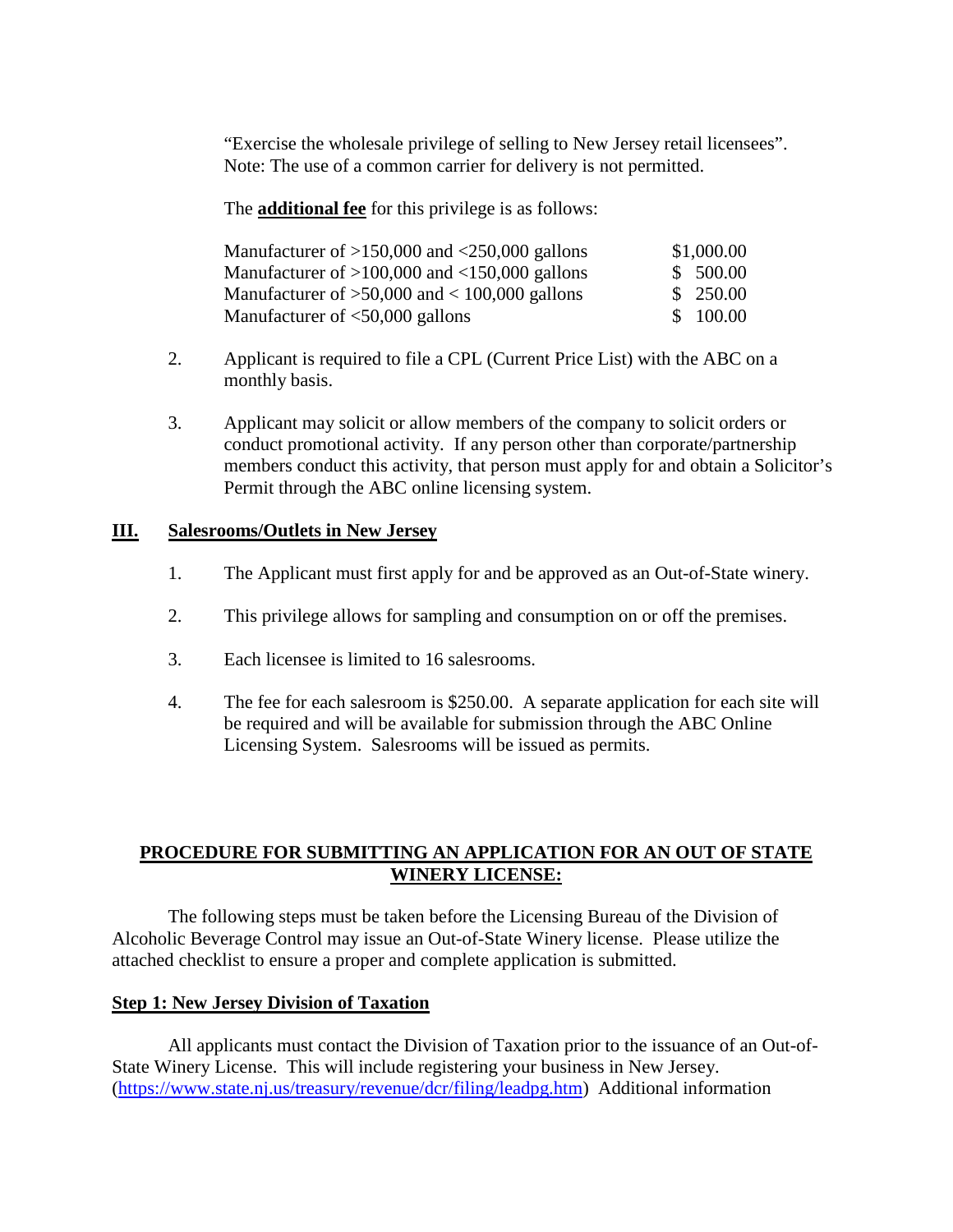"Exercise the wholesale privilege of selling to New Jersey retail licensees". Note: The use of a common carrier for delivery is not permitted.

The **additional fee** for this privilege is as follows:

| | |
|---|---|
| Manufacturer of >150,000 and <250,000 gallons | $1,000.00 |
| Manufacturer of >100,000 and <150,000 gallons | $ 500.00 |
| Manufacturer of >50,000 and < 100,000 gallons | $ 250.00 |
| Manufacturer of <50,000 gallons | $ 100.00 |

2. Applicant is required to file a CPL (Current Price List) with the ABC on a monthly basis.

3. Applicant may solicit or allow members of the company to solicit orders or conduct promotional activity. If any person other than corporate/partnership members conduct this activity, that person must apply for and obtain a Solicitor's Permit through the ABC online licensing system.

## III. Salesrooms/Outlets in New Jersey

1. The Applicant must first apply for and be approved as an Out-of-State winery.

2. This privilege allows for sampling and consumption on or off the premises.

3. Each licensee is limited to 16 salesrooms.

4. The fee for each salesroom is $250.00. A separate application for each site will be required and will be available for submission through the ABC Online Licensing System. Salesrooms will be issued as permits.

## PROCEDURE FOR SUBMITTING AN APPLICATION FOR AN OUT OF STATE WINERY LICENSE:

The following steps must be taken before the Licensing Bureau of the Division of Alcoholic Beverage Control may issue an Out-of-State Winery license. Please utilize the attached checklist to ensure a proper and complete application is submitted.

### Step 1: New Jersey Division of Taxation

All applicants must contact the Division of Taxation prior to the issuance of an Out-of-State Winery License. This will include registering your business in New Jersey. (https://www.state.nj.us/treasury/revenue/dcr/filing/leadpg.htm) Additional information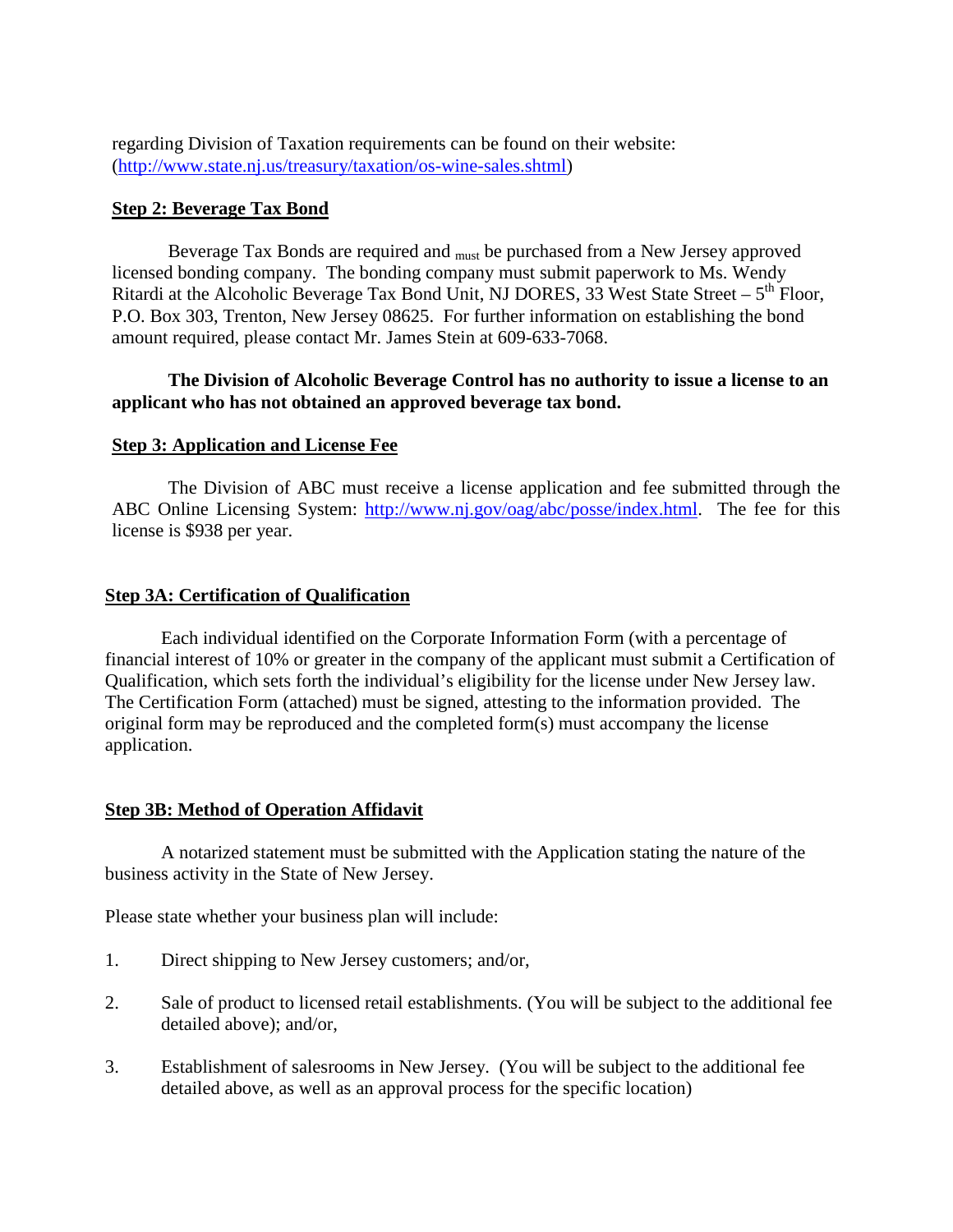regarding Division of Taxation requirements can be found on their website: (http://www.state.nj.us/treasury/taxation/os-wine-sales.shtml)

**Step 2: Beverage Tax Bond**

Beverage Tax Bonds are required and must be purchased from a New Jersey approved licensed bonding company. The bonding company must submit paperwork to Ms. Wendy Ritardi at the Alcoholic Beverage Tax Bond Unit, NJ DORES, 33 West State Street – 5th Floor, P.O. Box 303, Trenton, New Jersey 08625. For further information on establishing the bond amount required, please contact Mr. James Stein at 609-633-7068.

**The Division of Alcoholic Beverage Control has no authority to issue a license to an applicant who has not obtained an approved beverage tax bond.**

**Step 3: Application and License Fee**

The Division of ABC must receive a license application and fee submitted through the ABC Online Licensing System: http://www.nj.gov/oag/abc/posse/index.html. The fee for this license is $938 per year.

**Step 3A: Certification of Qualification**

Each individual identified on the Corporate Information Form (with a percentage of financial interest of 10% or greater in the company of the applicant must submit a Certification of Qualification, which sets forth the individual's eligibility for the license under New Jersey law. The Certification Form (attached) must be signed, attesting to the information provided. The original form may be reproduced and the completed form(s) must accompany the license application.

**Step 3B: Method of Operation Affidavit**

A notarized statement must be submitted with the Application stating the nature of the business activity in the State of New Jersey.

Please state whether your business plan will include:

1. Direct shipping to New Jersey customers; and/or,
2. Sale of product to licensed retail establishments. (You will be subject to the additional fee detailed above); and/or,
3. Establishment of salesrooms in New Jersey. (You will be subject to the additional fee detailed above, as well as an approval process for the specific location)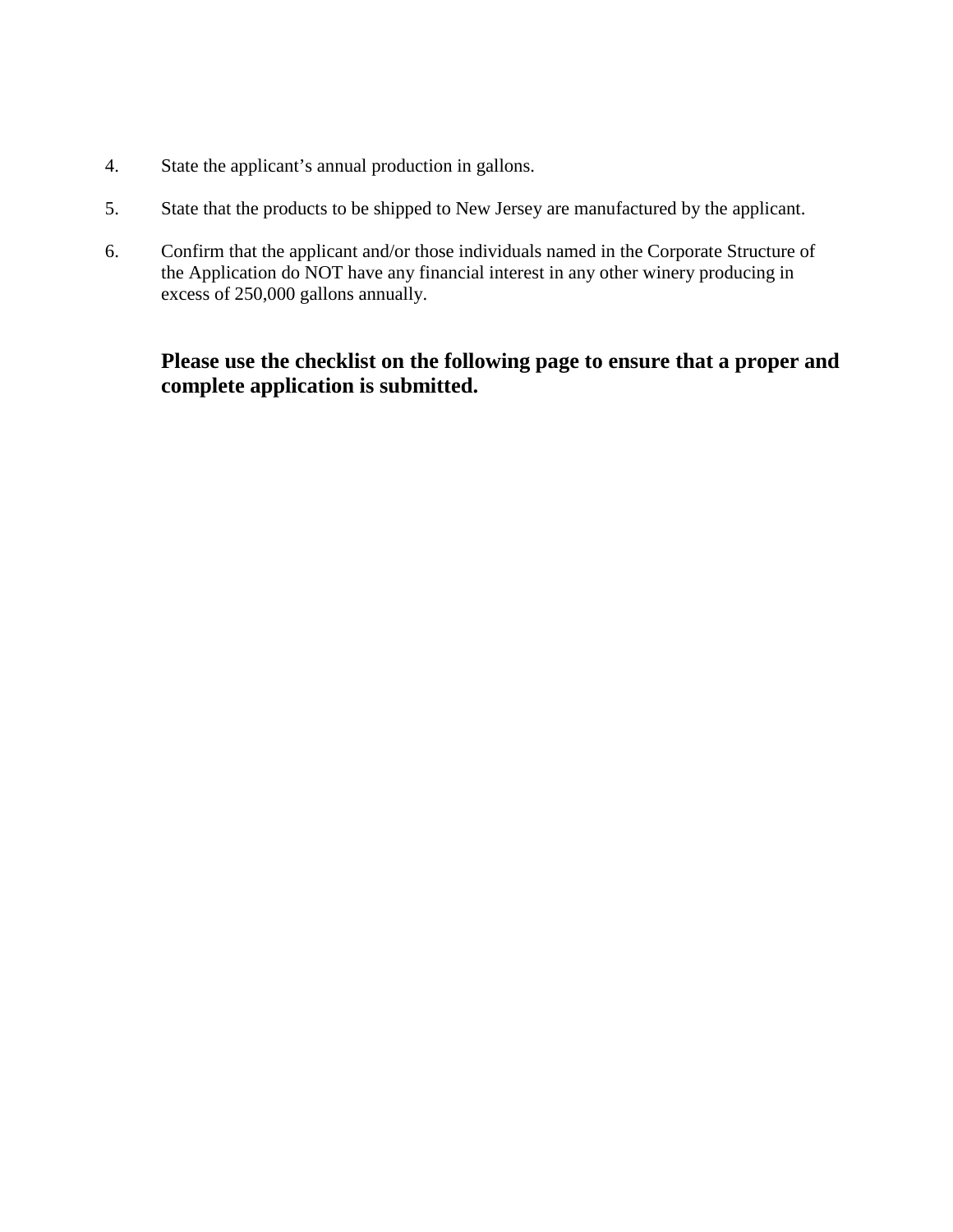4. State the applicant's annual production in gallons.

5. State that the products to be shipped to New Jersey are manufactured by the applicant.

6. Confirm that the applicant and/or those individuals named in the Corporate Structure of the Application do NOT have any financial interest in any other winery producing in excess of 250,000 gallons annually.

**Please use the checklist on the following page to ensure that a proper and complete application is submitted.**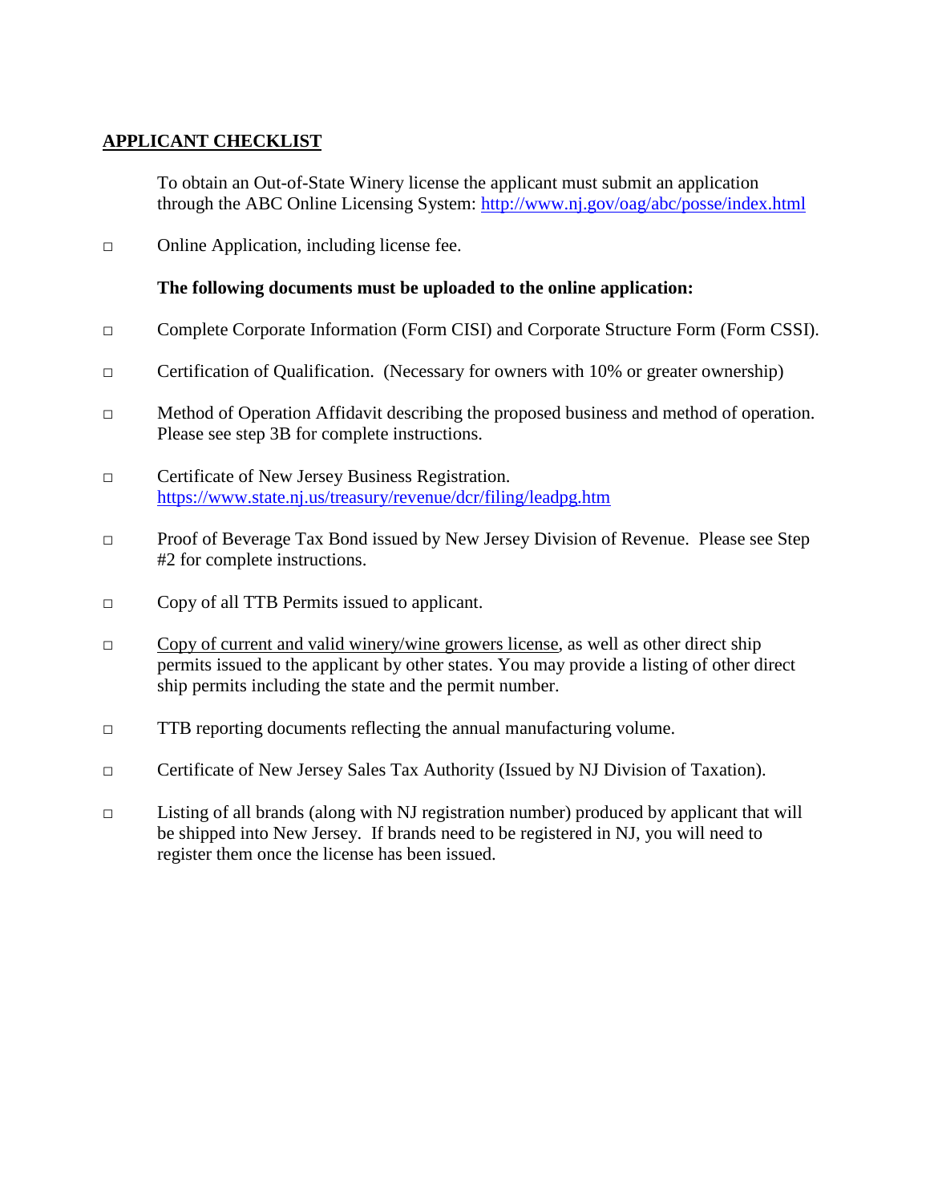## APPLICANT CHECKLIST

To obtain an Out-of-State Winery license the applicant must submit an application through the ABC Online Licensing System: http://www.nj.gov/oag/abc/posse/index.html

- ☐ Online Application, including license fee.

**The following documents must be uploaded to the online application:**

- ☐ Complete Corporate Information (Form CISI) and Corporate Structure Form (Form CSSI).
- ☐ Certification of Qualification. (Necessary for owners with 10% or greater ownership)
- ☐ Method of Operation Affidavit describing the proposed business and method of operation. Please see step 3B for complete instructions.
- ☐ Certificate of New Jersey Business Registration. https://www.state.nj.us/treasury/revenue/dcr/filing/leadpg.htm
- ☐ Proof of Beverage Tax Bond issued by New Jersey Division of Revenue. Please see Step #2 for complete instructions.
- ☐ Copy of all TTB Permits issued to applicant.
- ☐ Copy of current and valid winery/wine growers license, as well as other direct ship permits issued to the applicant by other states. You may provide a listing of other direct ship permits including the state and the permit number.
- ☐ TTB reporting documents reflecting the annual manufacturing volume.
- ☐ Certificate of New Jersey Sales Tax Authority (Issued by NJ Division of Taxation).
- ☐ Listing of all brands (along with NJ registration number) produced by applicant that will be shipped into New Jersey. If brands need to be registered in NJ, you will need to register them once the license has been issued.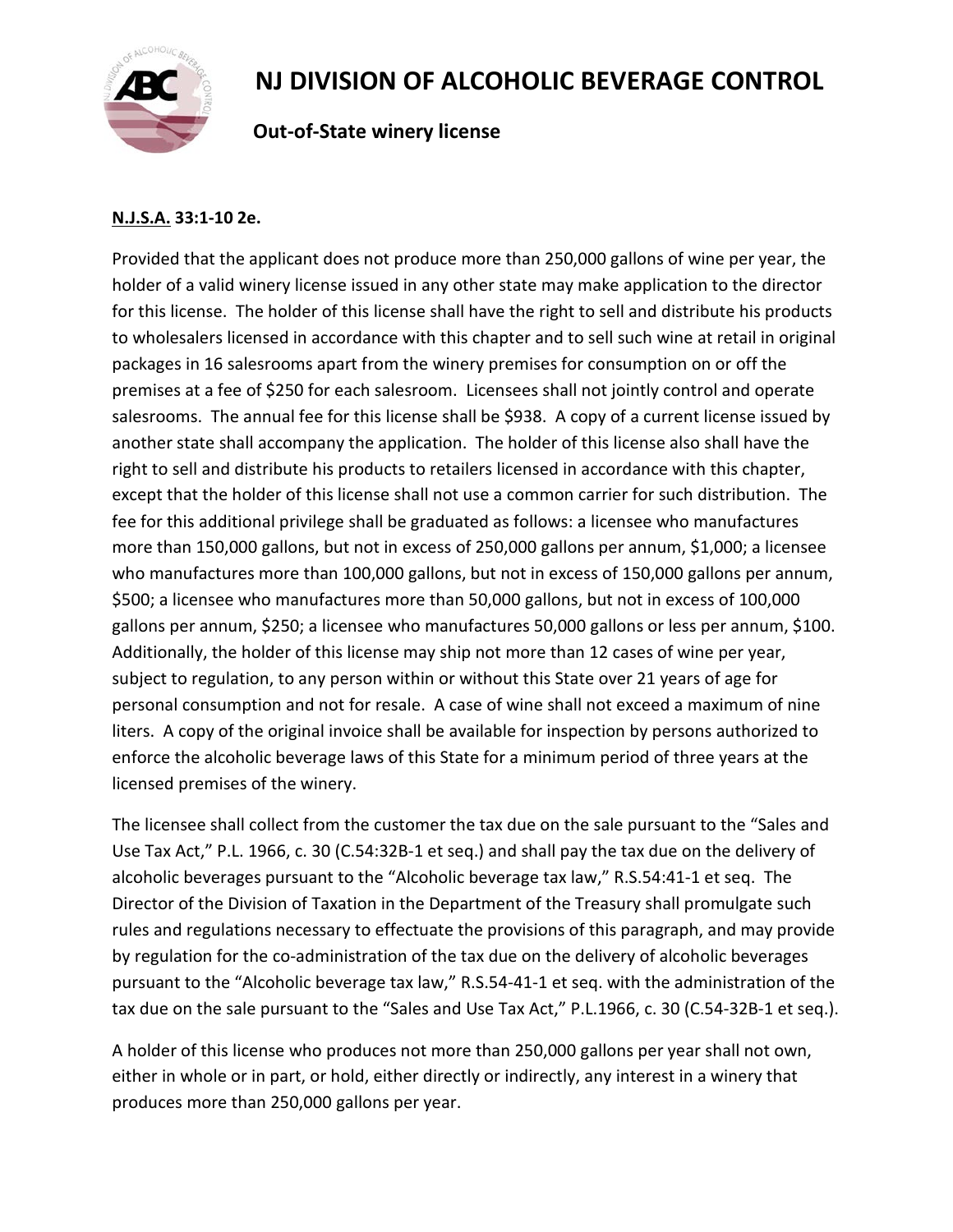# NJ DIVISION OF ALCOHOLIC BEVERAGE CONTROL

## Out-of-State winery license

**N.J.S.A. 33:1-10 2e.**

Provided that the applicant does not produce more than 250,000 gallons of wine per year, the holder of a valid winery license issued in any other state may make application to the director for this license. The holder of this license shall have the right to sell and distribute his products to wholesalers licensed in accordance with this chapter and to sell such wine at retail in original packages in 16 salesrooms apart from the winery premises for consumption on or off the premises at a fee of $250 for each salesroom. Licensees shall not jointly control and operate salesrooms. The annual fee for this license shall be $938. A copy of a current license issued by another state shall accompany the application. The holder of this license also shall have the right to sell and distribute his products to retailers licensed in accordance with this chapter, except that the holder of this license shall not use a common carrier for such distribution. The fee for this additional privilege shall be graduated as follows: a licensee who manufactures more than 150,000 gallons, but not in excess of 250,000 gallons per annum, $1,000; a licensee who manufactures more than 100,000 gallons, but not in excess of 150,000 gallons per annum, $500; a licensee who manufactures more than 50,000 gallons, but not in excess of 100,000 gallons per annum, $250; a licensee who manufactures 50,000 gallons or less per annum, $100. Additionally, the holder of this license may ship not more than 12 cases of wine per year, subject to regulation, to any person within or without this State over 21 years of age for personal consumption and not for resale. A case of wine shall not exceed a maximum of nine liters. A copy of the original invoice shall be available for inspection by persons authorized to enforce the alcoholic beverage laws of this State for a minimum period of three years at the licensed premises of the winery.

The licensee shall collect from the customer the tax due on the sale pursuant to the "Sales and Use Tax Act," P.L. 1966, c. 30 (C.54:32B-1 et seq.) and shall pay the tax due on the delivery of alcoholic beverages pursuant to the "Alcoholic beverage tax law," R.S.54:41-1 et seq. The Director of the Division of Taxation in the Department of the Treasury shall promulgate such rules and regulations necessary to effectuate the provisions of this paragraph, and may provide by regulation for the co-administration of the tax due on the delivery of alcoholic beverages pursuant to the "Alcoholic beverage tax law," R.S.54-41-1 et seq. with the administration of the tax due on the sale pursuant to the "Sales and Use Tax Act," P.L.1966, c. 30 (C.54-32B-1 et seq.).

A holder of this license who produces not more than 250,000 gallons per year shall not own, either in whole or in part, or hold, either directly or indirectly, any interest in a winery that produces more than 250,000 gallons per year.